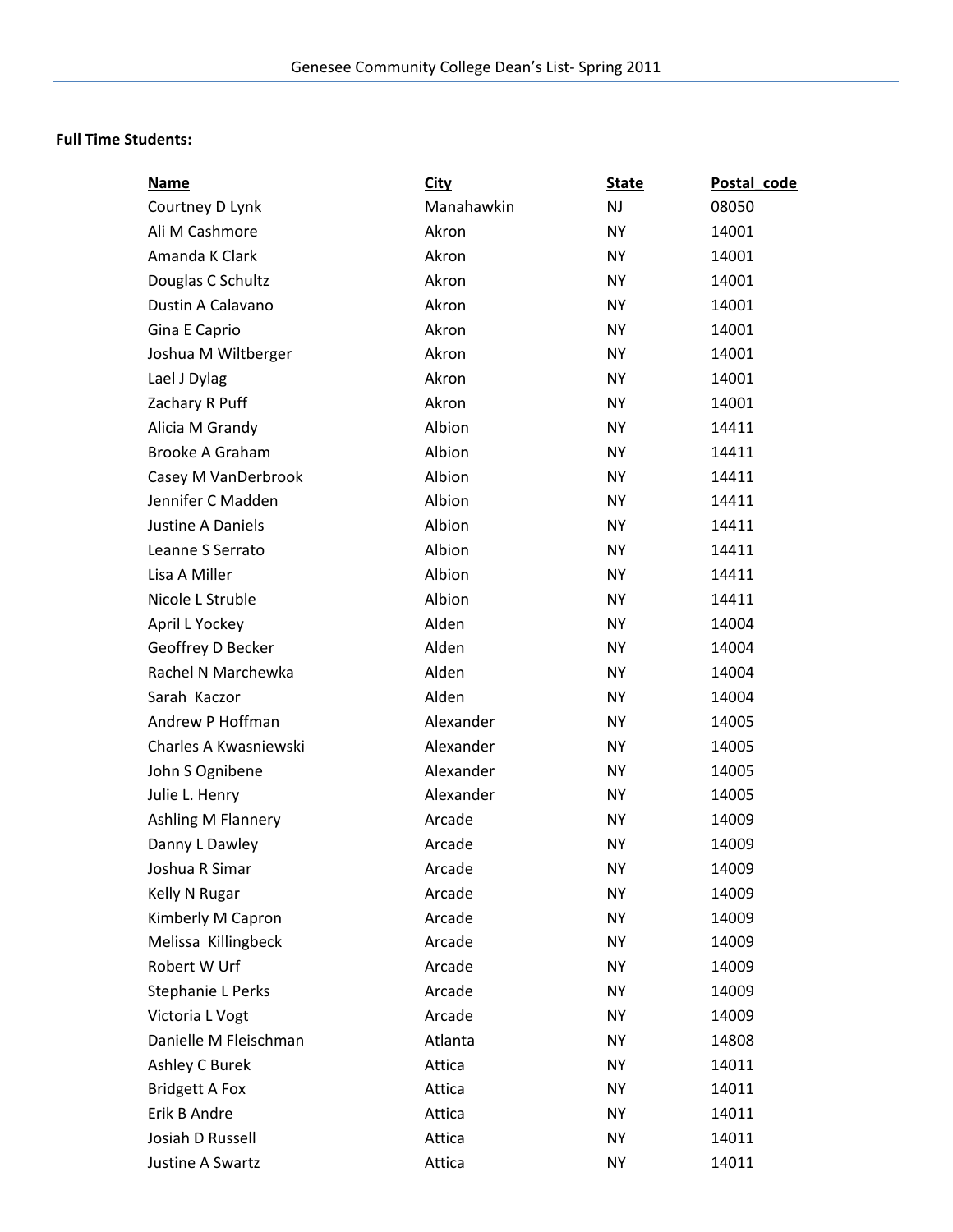# Genesee Community College Dean's List- Spring 2011

**Full Time Students:**

| Name | City | State | Postal_code |
|---|---|---|---|
| Courtney D Lynk | Manahawkin | NJ | 08050 |
| Ali M Cashmore | Akron | NY | 14001 |
| Amanda K Clark | Akron | NY | 14001 |
| Douglas C Schultz | Akron | NY | 14001 |
| Dustin A Calavano | Akron | NY | 14001 |
| Gina E Caprio | Akron | NY | 14001 |
| Joshua M Wiltberger | Akron | NY | 14001 |
| Lael J Dylag | Akron | NY | 14001 |
| Zachary R Puff | Akron | NY | 14001 |
| Alicia M Grandy | Albion | NY | 14411 |
| Brooke A Graham | Albion | NY | 14411 |
| Casey M VanDerbrook | Albion | NY | 14411 |
| Jennifer C Madden | Albion | NY | 14411 |
| Justine A Daniels | Albion | NY | 14411 |
| Leanne S Serrato | Albion | NY | 14411 |
| Lisa A Miller | Albion | NY | 14411 |
| Nicole L Struble | Albion | NY | 14411 |
| April L Yockey | Alden | NY | 14004 |
| Geoffrey D Becker | Alden | NY | 14004 |
| Rachel N Marchewka | Alden | NY | 14004 |
| Sarah Kaczor | Alden | NY | 14004 |
| Andrew P Hoffman | Alexander | NY | 14005 |
| Charles A Kwasniewski | Alexander | NY | 14005 |
| John S Ognibene | Alexander | NY | 14005 |
| Julie L. Henry | Alexander | NY | 14005 |
| Ashling M Flannery | Arcade | NY | 14009 |
| Danny L Dawley | Arcade | NY | 14009 |
| Joshua R Simar | Arcade | NY | 14009 |
| Kelly N Rugar | Arcade | NY | 14009 |
| Kimberly M Capron | Arcade | NY | 14009 |
| Melissa Killingbeck | Arcade | NY | 14009 |
| Robert W Urf | Arcade | NY | 14009 |
| Stephanie L Perks | Arcade | NY | 14009 |
| Victoria L Vogt | Arcade | NY | 14009 |
| Danielle M Fleischman | Atlanta | NY | 14808 |
| Ashley C Burek | Attica | NY | 14011 |
| Bridgett A Fox | Attica | NY | 14011 |
| Erik B Andre | Attica | NY | 14011 |
| Josiah D Russell | Attica | NY | 14011 |
| Justine A Swartz | Attica | NY | 14011 |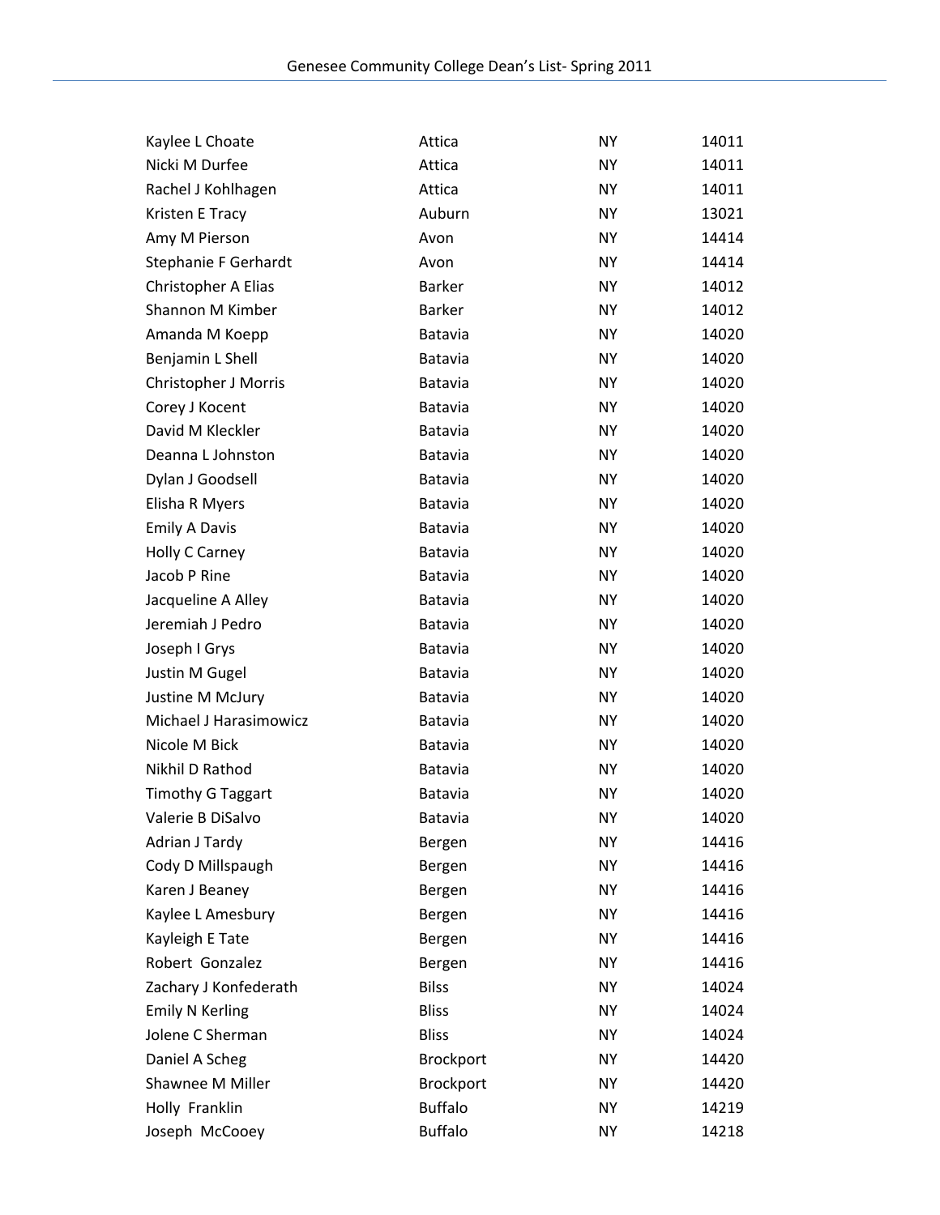| | | | |
|---|---|---|---|
| Kaylee L Choate | Attica | NY | 14011 |
| Nicki M Durfee | Attica | NY | 14011 |
| Rachel J Kohlhagen | Attica | NY | 14011 |
| Kristen E Tracy | Auburn | NY | 13021 |
| Amy M Pierson | Avon | NY | 14414 |
| Stephanie F Gerhardt | Avon | NY | 14414 |
| Christopher A Elias | Barker | NY | 14012 |
| Shannon M Kimber | Barker | NY | 14012 |
| Amanda M Koepp | Batavia | NY | 14020 |
| Benjamin L Shell | Batavia | NY | 14020 |
| Christopher J Morris | Batavia | NY | 14020 |
| Corey J Kocent | Batavia | NY | 14020 |
| David M Kleckler | Batavia | NY | 14020 |
| Deanna L Johnston | Batavia | NY | 14020 |
| Dylan J Goodsell | Batavia | NY | 14020 |
| Elisha R Myers | Batavia | NY | 14020 |
| Emily A Davis | Batavia | NY | 14020 |
| Holly C Carney | Batavia | NY | 14020 |
| Jacob P Rine | Batavia | NY | 14020 |
| Jacqueline A Alley | Batavia | NY | 14020 |
| Jeremiah J Pedro | Batavia | NY | 14020 |
| Joseph I Grys | Batavia | NY | 14020 |
| Justin M Gugel | Batavia | NY | 14020 |
| Justine M McJury | Batavia | NY | 14020 |
| Michael J Harasimowicz | Batavia | NY | 14020 |
| Nicole M Bick | Batavia | NY | 14020 |
| Nikhil D Rathod | Batavia | NY | 14020 |
| Timothy G Taggart | Batavia | NY | 14020 |
| Valerie B DiSalvo | Batavia | NY | 14020 |
| Adrian J Tardy | Bergen | NY | 14416 |
| Cody D Millspaugh | Bergen | NY | 14416 |
| Karen J Beaney | Bergen | NY | 14416 |
| Kaylee L Amesbury | Bergen | NY | 14416 |
| Kayleigh E Tate | Bergen | NY | 14416 |
| Robert  Gonzalez | Bergen | NY | 14416 |
| Zachary J Konfederath | Bilss | NY | 14024 |
| Emily N Kerling | Bliss | NY | 14024 |
| Jolene C Sherman | Bliss | NY | 14024 |
| Daniel A Scheg | Brockport | NY | 14420 |
| Shawnee M Miller | Brockport | NY | 14420 |
| Holly  Franklin | Buffalo | NY | 14219 |
| Joseph  McCooey | Buffalo | NY | 14218 |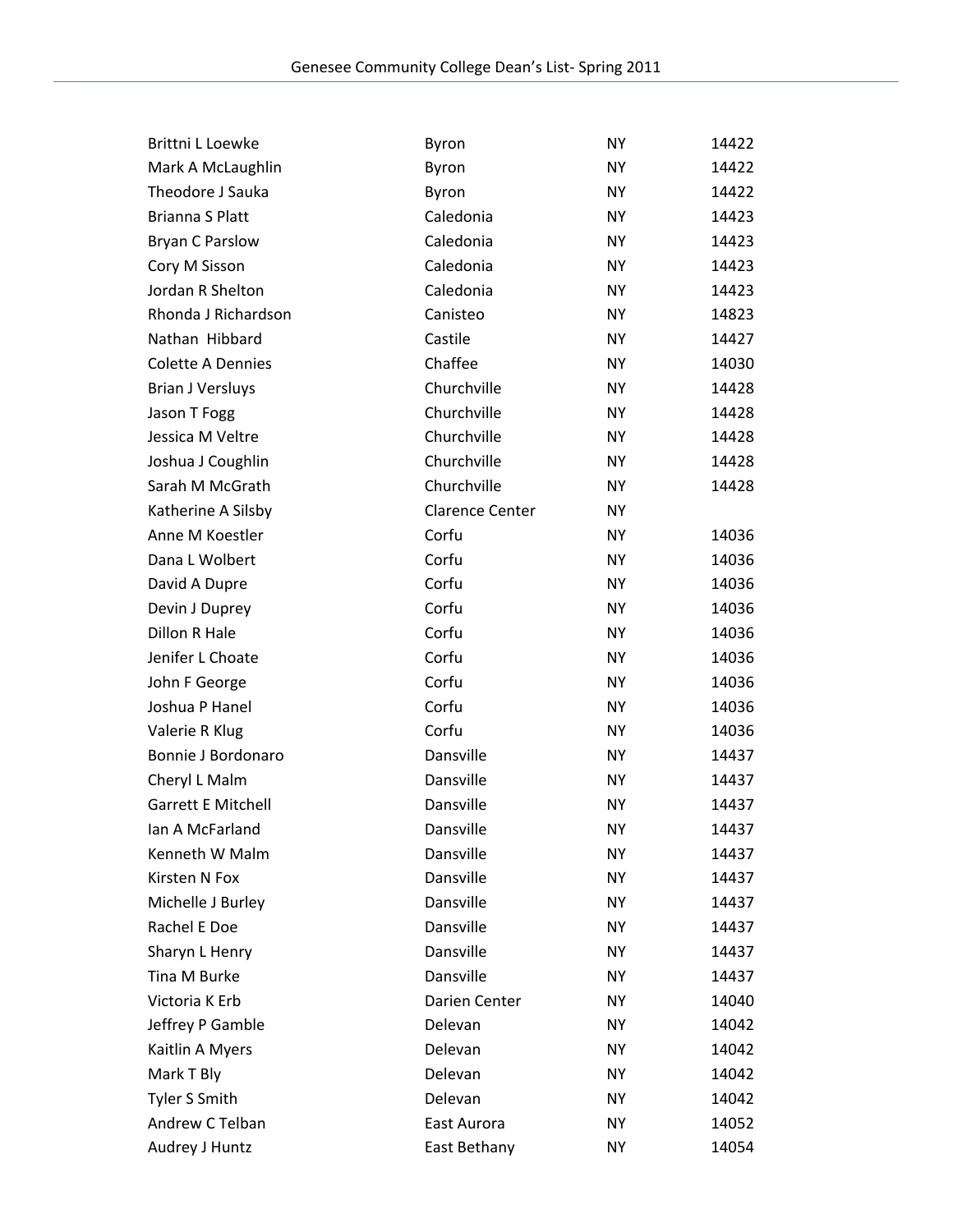| | | | |
|---|---|---|---|
| Brittni L Loewke | Byron | NY | 14422 |
| Mark A McLaughlin | Byron | NY | 14422 |
| Theodore J Sauka | Byron | NY | 14422 |
| Brianna S Platt | Caledonia | NY | 14423 |
| Bryan C Parslow | Caledonia | NY | 14423 |
| Cory M Sisson | Caledonia | NY | 14423 |
| Jordan R Shelton | Caledonia | NY | 14423 |
| Rhonda J Richardson | Canisteo | NY | 14823 |
| Nathan Hibbard | Castile | NY | 14427 |
| Colette A Dennies | Chaffee | NY | 14030 |
| Brian J Versluys | Churchville | NY | 14428 |
| Jason T Fogg | Churchville | NY | 14428 |
| Jessica M Veltre | Churchville | NY | 14428 |
| Joshua J Coughlin | Churchville | NY | 14428 |
| Sarah M McGrath | Churchville | NY | 14428 |
| Katherine A Silsby | Clarence Center | NY | |
| Anne M Koestler | Corfu | NY | 14036 |
| Dana L Wolbert | Corfu | NY | 14036 |
| David A Dupre | Corfu | NY | 14036 |
| Devin J Duprey | Corfu | NY | 14036 |
| Dillon R Hale | Corfu | NY | 14036 |
| Jenifer L Choate | Corfu | NY | 14036 |
| John F George | Corfu | NY | 14036 |
| Joshua P Hanel | Corfu | NY | 14036 |
| Valerie R Klug | Corfu | NY | 14036 |
| Bonnie J Bordonaro | Dansville | NY | 14437 |
| Cheryl L Malm | Dansville | NY | 14437 |
| Garrett E Mitchell | Dansville | NY | 14437 |
| Ian A McFarland | Dansville | NY | 14437 |
| Kenneth W Malm | Dansville | NY | 14437 |
| Kirsten N Fox | Dansville | NY | 14437 |
| Michelle J Burley | Dansville | NY | 14437 |
| Rachel E Doe | Dansville | NY | 14437 |
| Sharyn L Henry | Dansville | NY | 14437 |
| Tina M Burke | Dansville | NY | 14437 |
| Victoria K Erb | Darien Center | NY | 14040 |
| Jeffrey P Gamble | Delevan | NY | 14042 |
| Kaitlin A Myers | Delevan | NY | 14042 |
| Mark T Bly | Delevan | NY | 14042 |
| Tyler S Smith | Delevan | NY | 14042 |
| Andrew C Telban | East Aurora | NY | 14052 |
| Audrey J Huntz | East Bethany | NY | 14054 |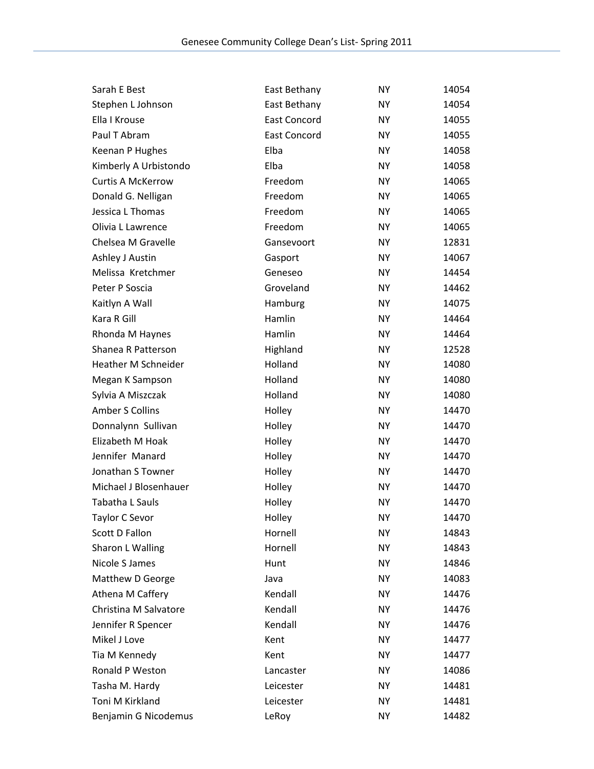| Name | City | State | Zip |
|---|---|---|---|
| Sarah E Best | East Bethany | NY | 14054 |
| Stephen L Johnson | East Bethany | NY | 14054 |
| Ella I Krouse | East Concord | NY | 14055 |
| Paul T Abram | East Concord | NY | 14055 |
| Keenan P Hughes | Elba | NY | 14058 |
| Kimberly A Urbistondo | Elba | NY | 14058 |
| Curtis A McKerrow | Freedom | NY | 14065 |
| Donald G. Nelligan | Freedom | NY | 14065 |
| Jessica L Thomas | Freedom | NY | 14065 |
| Olivia L Lawrence | Freedom | NY | 14065 |
| Chelsea M Gravelle | Gansevoort | NY | 12831 |
| Ashley J Austin | Gasport | NY | 14067 |
| Melissa  Kretchmer | Geneseo | NY | 14454 |
| Peter P Soscia | Groveland | NY | 14462 |
| Kaitlyn A Wall | Hamburg | NY | 14075 |
| Kara R Gill | Hamlin | NY | 14464 |
| Rhonda M Haynes | Hamlin | NY | 14464 |
| Shanea R Patterson | Highland | NY | 12528 |
| Heather M Schneider | Holland | NY | 14080 |
| Megan K Sampson | Holland | NY | 14080 |
| Sylvia A Miszczak | Holland | NY | 14080 |
| Amber S Collins | Holley | NY | 14470 |
| Donnalynn  Sullivan | Holley | NY | 14470 |
| Elizabeth M Hoak | Holley | NY | 14470 |
| Jennifer  Manard | Holley | NY | 14470 |
| Jonathan S Towner | Holley | NY | 14470 |
| Michael J Blosenhauer | Holley | NY | 14470 |
| Tabatha L Sauls | Holley | NY | 14470 |
| Taylor C Sevor | Holley | NY | 14470 |
| Scott D Fallon | Hornell | NY | 14843 |
| Sharon L Walling | Hornell | NY | 14843 |
| Nicole S James | Hunt | NY | 14846 |
| Matthew D George | Java | NY | 14083 |
| Athena M Caffery | Kendall | NY | 14476 |
| Christina M Salvatore | Kendall | NY | 14476 |
| Jennifer R Spencer | Kendall | NY | 14476 |
| Mikel J Love | Kent | NY | 14477 |
| Tia M Kennedy | Kent | NY | 14477 |
| Ronald P Weston | Lancaster | NY | 14086 |
| Tasha M. Hardy | Leicester | NY | 14481 |
| Toni M Kirkland | Leicester | NY | 14481 |
| Benjamin G Nicodemus | LeRoy | NY | 14482 |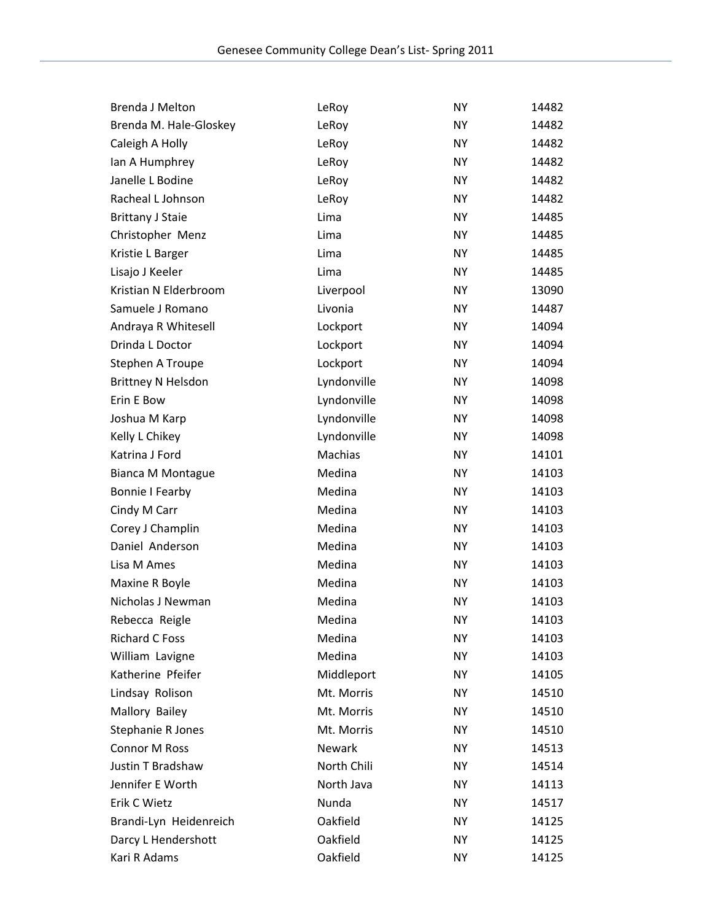| | | | |
|---|---|---|---|
| Brenda J Melton | LeRoy | NY | 14482 |
| Brenda M. Hale-Gloskey | LeRoy | NY | 14482 |
| Caleigh A Holly | LeRoy | NY | 14482 |
| Ian A Humphrey | LeRoy | NY | 14482 |
| Janelle L Bodine | LeRoy | NY | 14482 |
| Racheal L Johnson | LeRoy | NY | 14482 |
| Brittany J Staie | Lima | NY | 14485 |
| Christopher  Menz | Lima | NY | 14485 |
| Kristie L Barger | Lima | NY | 14485 |
| Lisajo J Keeler | Lima | NY | 14485 |
| Kristian N Elderbroom | Liverpool | NY | 13090 |
| Samuele J Romano | Livonia | NY | 14487 |
| Andraya R Whitesell | Lockport | NY | 14094 |
| Drinda L Doctor | Lockport | NY | 14094 |
| Stephen A Troupe | Lockport | NY | 14094 |
| Brittney N Helsdon | Lyndonville | NY | 14098 |
| Erin E Bow | Lyndonville | NY | 14098 |
| Joshua M Karp | Lyndonville | NY | 14098 |
| Kelly L Chikey | Lyndonville | NY | 14098 |
| Katrina J Ford | Machias | NY | 14101 |
| Bianca M Montague | Medina | NY | 14103 |
| Bonnie I Fearby | Medina | NY | 14103 |
| Cindy M Carr | Medina | NY | 14103 |
| Corey J Champlin | Medina | NY | 14103 |
| Daniel  Anderson | Medina | NY | 14103 |
| Lisa M Ames | Medina | NY | 14103 |
| Maxine R Boyle | Medina | NY | 14103 |
| Nicholas J Newman | Medina | NY | 14103 |
| Rebecca  Reigle | Medina | NY | 14103 |
| Richard C Foss | Medina | NY | 14103 |
| William  Lavigne | Medina | NY | 14103 |
| Katherine  Pfeifer | Middleport | NY | 14105 |
| Lindsay  Rolison | Mt. Morris | NY | 14510 |
| Mallory  Bailey | Mt. Morris | NY | 14510 |
| Stephanie R Jones | Mt. Morris | NY | 14510 |
| Connor M Ross | Newark | NY | 14513 |
| Justin T Bradshaw | North Chili | NY | 14514 |
| Jennifer E Worth | North Java | NY | 14113 |
| Erik C Wietz | Nunda | NY | 14517 |
| Brandi-Lyn  Heidenreich | Oakfield | NY | 14125 |
| Darcy L Hendershott | Oakfield | NY | 14125 |
| Kari R Adams | Oakfield | NY | 14125 |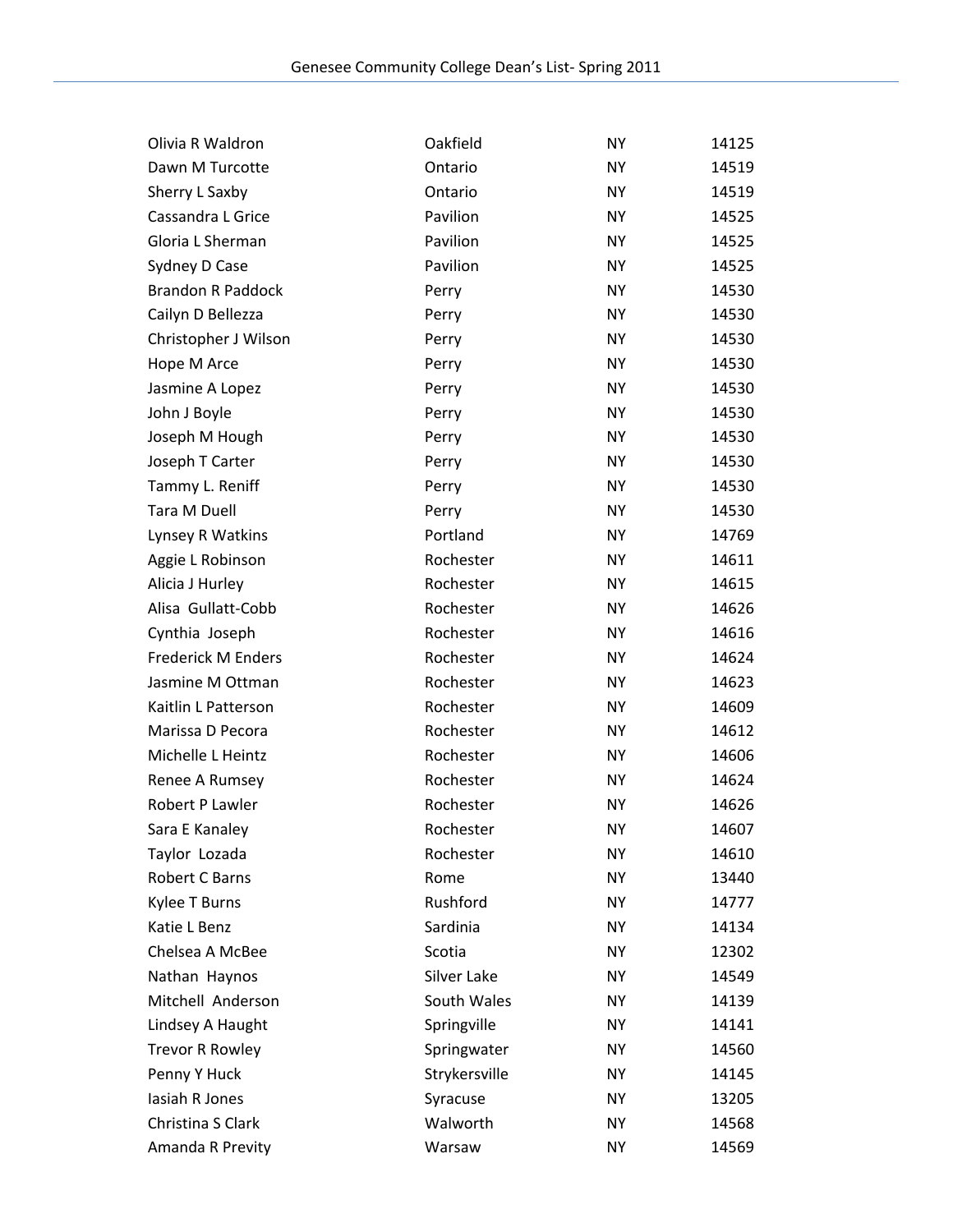| | | | |
|---|---|---|---|
| Olivia R Waldron | Oakfield | NY | 14125 |
| Dawn M Turcotte | Ontario | NY | 14519 |
| Sherry L Saxby | Ontario | NY | 14519 |
| Cassandra L Grice | Pavilion | NY | 14525 |
| Gloria L Sherman | Pavilion | NY | 14525 |
| Sydney D Case | Pavilion | NY | 14525 |
| Brandon R Paddock | Perry | NY | 14530 |
| Cailyn D Bellezza | Perry | NY | 14530 |
| Christopher J Wilson | Perry | NY | 14530 |
| Hope M Arce | Perry | NY | 14530 |
| Jasmine A Lopez | Perry | NY | 14530 |
| John J Boyle | Perry | NY | 14530 |
| Joseph M Hough | Perry | NY | 14530 |
| Joseph T Carter | Perry | NY | 14530 |
| Tammy L. Reniff | Perry | NY | 14530 |
| Tara M Duell | Perry | NY | 14530 |
| Lynsey R Watkins | Portland | NY | 14769 |
| Aggie L Robinson | Rochester | NY | 14611 |
| Alicia J Hurley | Rochester | NY | 14615 |
| Alisa Gullatt-Cobb | Rochester | NY | 14626 |
| Cynthia Joseph | Rochester | NY | 14616 |
| Frederick M Enders | Rochester | NY | 14624 |
| Jasmine M Ottman | Rochester | NY | 14623 |
| Kaitlin L Patterson | Rochester | NY | 14609 |
| Marissa D Pecora | Rochester | NY | 14612 |
| Michelle L Heintz | Rochester | NY | 14606 |
| Renee A Rumsey | Rochester | NY | 14624 |
| Robert P Lawler | Rochester | NY | 14626 |
| Sara E Kanaley | Rochester | NY | 14607 |
| Taylor Lozada | Rochester | NY | 14610 |
| Robert C Barns | Rome | NY | 13440 |
| Kylee T Burns | Rushford | NY | 14777 |
| Katie L Benz | Sardinia | NY | 14134 |
| Chelsea A McBee | Scotia | NY | 12302 |
| Nathan Haynos | Silver Lake | NY | 14549 |
| Mitchell Anderson | South Wales | NY | 14139 |
| Lindsey A Haught | Springville | NY | 14141 |
| Trevor R Rowley | Springwater | NY | 14560 |
| Penny Y Huck | Strykersville | NY | 14145 |
| Iasiah R Jones | Syracuse | NY | 13205 |
| Christina S Clark | Walworth | NY | 14568 |
| Amanda R Previty | Warsaw | NY | 14569 |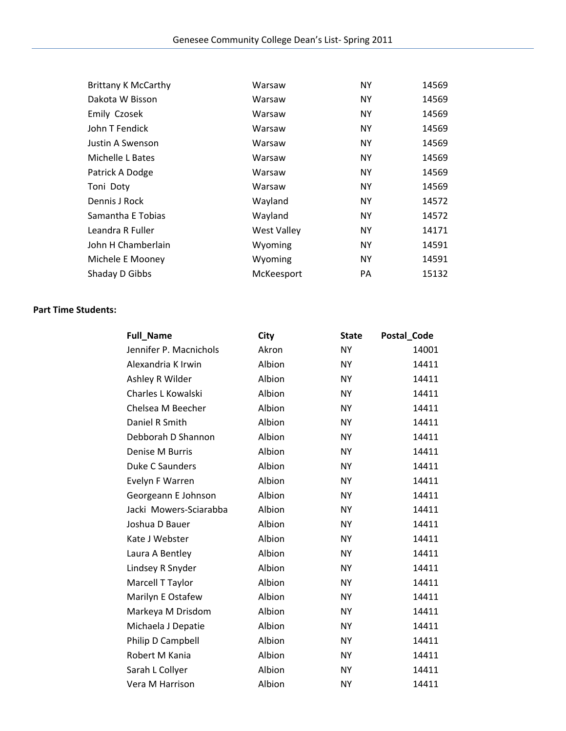| | | | |
|---|---|---|---|
| Brittany K McCarthy | Warsaw | NY | 14569 |
| Dakota W Bisson | Warsaw | NY | 14569 |
| Emily  Czosek | Warsaw | NY | 14569 |
| John T Fendick | Warsaw | NY | 14569 |
| Justin A Swenson | Warsaw | NY | 14569 |
| Michelle L Bates | Warsaw | NY | 14569 |
| Patrick A Dodge | Warsaw | NY | 14569 |
| Toni  Doty | Warsaw | NY | 14569 |
| Dennis J Rock | Wayland | NY | 14572 |
| Samantha E Tobias | Wayland | NY | 14572 |
| Leandra R Fuller | West Valley | NY | 14171 |
| John H Chamberlain | Wyoming | NY | 14591 |
| Michele E Mooney | Wyoming | NY | 14591 |
| Shaday D Gibbs | McKeesport | PA | 15132 |

**Part Time Students:**

| Full_Name | City | State | Postal_Code |
|---|---|---|---|
| Jennifer P. Macnichols | Akron | NY | 14001 |
| Alexandria K Irwin | Albion | NY | 14411 |
| Ashley R Wilder | Albion | NY | 14411 |
| Charles L Kowalski | Albion | NY | 14411 |
| Chelsea M Beecher | Albion | NY | 14411 |
| Daniel R Smith | Albion | NY | 14411 |
| Debborah D Shannon | Albion | NY | 14411 |
| Denise M Burris | Albion | NY | 14411 |
| Duke C Saunders | Albion | NY | 14411 |
| Evelyn F Warren | Albion | NY | 14411 |
| Georgeann E Johnson | Albion | NY | 14411 |
| Jacki  Mowers-Sciarabba | Albion | NY | 14411 |
| Joshua D Bauer | Albion | NY | 14411 |
| Kate J Webster | Albion | NY | 14411 |
| Laura A Bentley | Albion | NY | 14411 |
| Lindsey R Snyder | Albion | NY | 14411 |
| Marcell T Taylor | Albion | NY | 14411 |
| Marilyn E Ostafew | Albion | NY | 14411 |
| Markeya M Drisdom | Albion | NY | 14411 |
| Michaela J Depatie | Albion | NY | 14411 |
| Philip D Campbell | Albion | NY | 14411 |
| Robert M Kania | Albion | NY | 14411 |
| Sarah L Collyer | Albion | NY | 14411 |
| Vera M Harrison | Albion | NY | 14411 |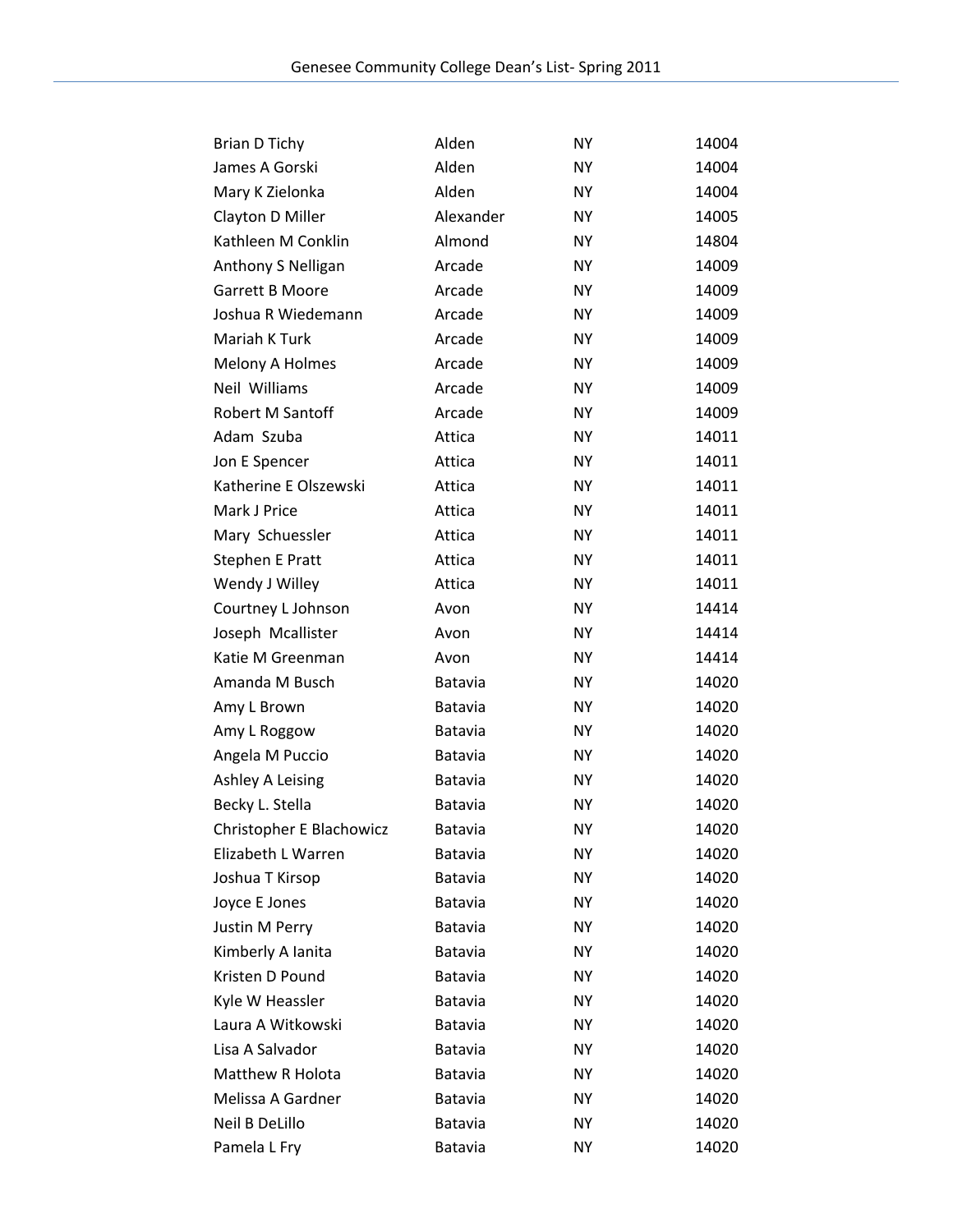| | | | |
|---|---|---|---|
| Brian D Tichy | Alden | NY | 14004 |
| James A Gorski | Alden | NY | 14004 |
| Mary K Zielonka | Alden | NY | 14004 |
| Clayton D Miller | Alexander | NY | 14005 |
| Kathleen M Conklin | Almond | NY | 14804 |
| Anthony S Nelligan | Arcade | NY | 14009 |
| Garrett B Moore | Arcade | NY | 14009 |
| Joshua R Wiedemann | Arcade | NY | 14009 |
| Mariah K Turk | Arcade | NY | 14009 |
| Melony A Holmes | Arcade | NY | 14009 |
| Neil Williams | Arcade | NY | 14009 |
| Robert M Santoff | Arcade | NY | 14009 |
| Adam Szuba | Attica | NY | 14011 |
| Jon E Spencer | Attica | NY | 14011 |
| Katherine E Olszewski | Attica | NY | 14011 |
| Mark J Price | Attica | NY | 14011 |
| Mary Schuessler | Attica | NY | 14011 |
| Stephen E Pratt | Attica | NY | 14011 |
| Wendy J Willey | Attica | NY | 14011 |
| Courtney L Johnson | Avon | NY | 14414 |
| Joseph Mcallister | Avon | NY | 14414 |
| Katie M Greenman | Avon | NY | 14414 |
| Amanda M Busch | Batavia | NY | 14020 |
| Amy L Brown | Batavia | NY | 14020 |
| Amy L Roggow | Batavia | NY | 14020 |
| Angela M Puccio | Batavia | NY | 14020 |
| Ashley A Leising | Batavia | NY | 14020 |
| Becky L. Stella | Batavia | NY | 14020 |
| Christopher E Blachowicz | Batavia | NY | 14020 |
| Elizabeth L Warren | Batavia | NY | 14020 |
| Joshua T Kirsop | Batavia | NY | 14020 |
| Joyce E Jones | Batavia | NY | 14020 |
| Justin M Perry | Batavia | NY | 14020 |
| Kimberly A Ianita | Batavia | NY | 14020 |
| Kristen D Pound | Batavia | NY | 14020 |
| Kyle W Heassler | Batavia | NY | 14020 |
| Laura A Witkowski | Batavia | NY | 14020 |
| Lisa A Salvador | Batavia | NY | 14020 |
| Matthew R Holota | Batavia | NY | 14020 |
| Melissa A Gardner | Batavia | NY | 14020 |
| Neil B DeLillo | Batavia | NY | 14020 |
| Pamela L Fry | Batavia | NY | 14020 |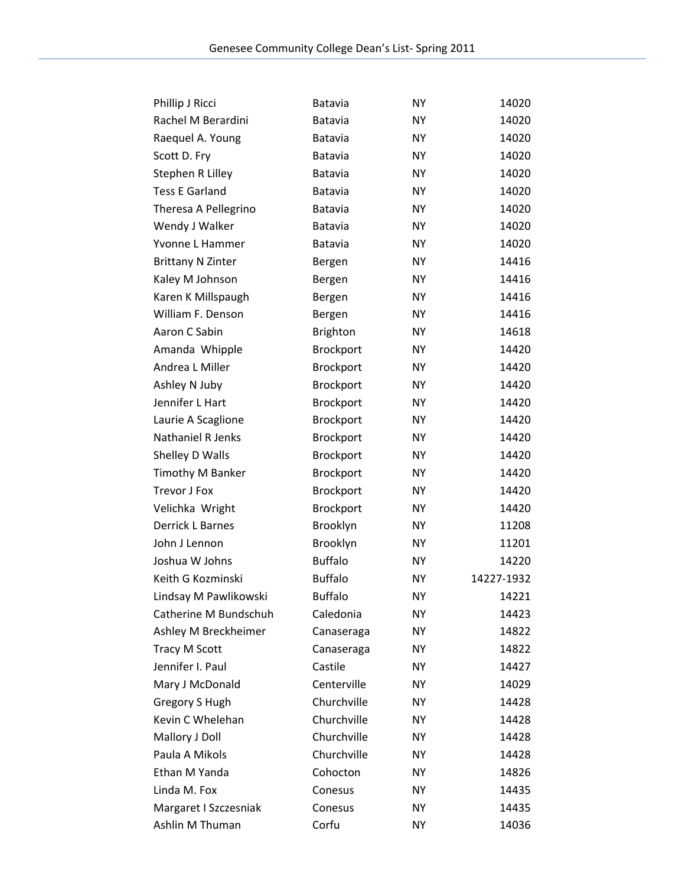| | | | |
|---|---|---|---|
| Phillip J Ricci | Batavia | NY | 14020 |
| Rachel M Berardini | Batavia | NY | 14020 |
| Raequel A. Young | Batavia | NY | 14020 |
| Scott D. Fry | Batavia | NY | 14020 |
| Stephen R Lilley | Batavia | NY | 14020 |
| Tess E Garland | Batavia | NY | 14020 |
| Theresa A Pellegrino | Batavia | NY | 14020 |
| Wendy J Walker | Batavia | NY | 14020 |
| Yvonne L Hammer | Batavia | NY | 14020 |
| Brittany N Zinter | Bergen | NY | 14416 |
| Kaley M Johnson | Bergen | NY | 14416 |
| Karen K Millspaugh | Bergen | NY | 14416 |
| William F. Denson | Bergen | NY | 14416 |
| Aaron C Sabin | Brighton | NY | 14618 |
| Amanda Whipple | Brockport | NY | 14420 |
| Andrea L Miller | Brockport | NY | 14420 |
| Ashley N Juby | Brockport | NY | 14420 |
| Jennifer L Hart | Brockport | NY | 14420 |
| Laurie A Scaglione | Brockport | NY | 14420 |
| Nathaniel R Jenks | Brockport | NY | 14420 |
| Shelley D Walls | Brockport | NY | 14420 |
| Timothy M Banker | Brockport | NY | 14420 |
| Trevor J Fox | Brockport | NY | 14420 |
| Velichka Wright | Brockport | NY | 14420 |
| Derrick L Barnes | Brooklyn | NY | 11208 |
| John J Lennon | Brooklyn | NY | 11201 |
| Joshua W Johns | Buffalo | NY | 14220 |
| Keith G Kozminski | Buffalo | NY | 14227-1932 |
| Lindsay M Pawlikowski | Buffalo | NY | 14221 |
| Catherine M Bundschuh | Caledonia | NY | 14423 |
| Ashley M Breckheimer | Canaseraga | NY | 14822 |
| Tracy M Scott | Canaseraga | NY | 14822 |
| Jennifer I. Paul | Castile | NY | 14427 |
| Mary J McDonald | Centerville | NY | 14029 |
| Gregory S Hugh | Churchville | NY | 14428 |
| Kevin C Whelehan | Churchville | NY | 14428 |
| Mallory J Doll | Churchville | NY | 14428 |
| Paula A Mikols | Churchville | NY | 14428 |
| Ethan M Yanda | Cohocton | NY | 14826 |
| Linda M. Fox | Conesus | NY | 14435 |
| Margaret I Szczesniak | Conesus | NY | 14435 |
| Ashlin M Thuman | Corfu | NY | 14036 |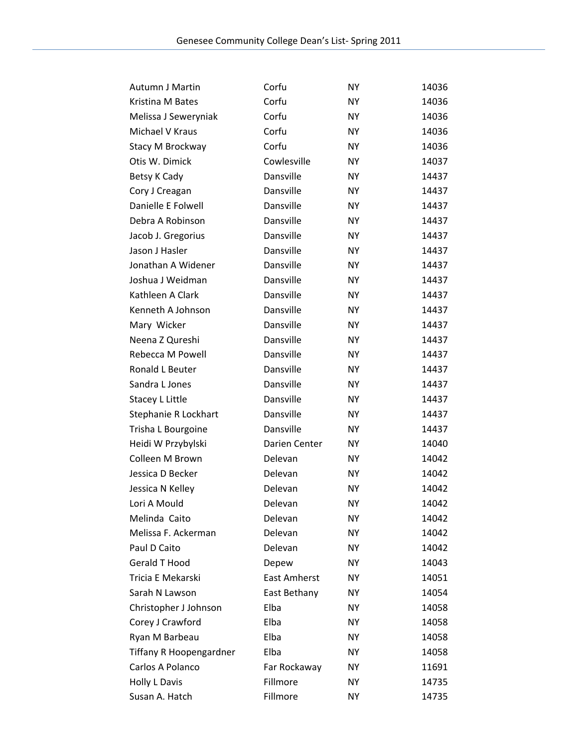| | | | |
|---|---|---|---|
| Autumn J Martin | Corfu | NY | 14036 |
| Kristina M Bates | Corfu | NY | 14036 |
| Melissa J Seweryniak | Corfu | NY | 14036 |
| Michael V Kraus | Corfu | NY | 14036 |
| Stacy M Brockway | Corfu | NY | 14036 |
| Otis W. Dimick | Cowlesville | NY | 14037 |
| Betsy K Cady | Dansville | NY | 14437 |
| Cory J Creagan | Dansville | NY | 14437 |
| Danielle E Folwell | Dansville | NY | 14437 |
| Debra A Robinson | Dansville | NY | 14437 |
| Jacob J. Gregorius | Dansville | NY | 14437 |
| Jason J Hasler | Dansville | NY | 14437 |
| Jonathan A Widener | Dansville | NY | 14437 |
| Joshua J Weidman | Dansville | NY | 14437 |
| Kathleen A Clark | Dansville | NY | 14437 |
| Kenneth A Johnson | Dansville | NY | 14437 |
| Mary Wicker | Dansville | NY | 14437 |
| Neena Z Qureshi | Dansville | NY | 14437 |
| Rebecca M Powell | Dansville | NY | 14437 |
| Ronald L Beuter | Dansville | NY | 14437 |
| Sandra L Jones | Dansville | NY | 14437 |
| Stacey L Little | Dansville | NY | 14437 |
| Stephanie R Lockhart | Dansville | NY | 14437 |
| Trisha L Bourgoine | Dansville | NY | 14437 |
| Heidi W Przybylski | Darien Center | NY | 14040 |
| Colleen M Brown | Delevan | NY | 14042 |
| Jessica D Becker | Delevan | NY | 14042 |
| Jessica N Kelley | Delevan | NY | 14042 |
| Lori A Mould | Delevan | NY | 14042 |
| Melinda Caito | Delevan | NY | 14042 |
| Melissa F. Ackerman | Delevan | NY | 14042 |
| Paul D Caito | Delevan | NY | 14042 |
| Gerald T Hood | Depew | NY | 14043 |
| Tricia E Mekarski | East Amherst | NY | 14051 |
| Sarah N Lawson | East Bethany | NY | 14054 |
| Christopher J Johnson | Elba | NY | 14058 |
| Corey J Crawford | Elba | NY | 14058 |
| Ryan M Barbeau | Elba | NY | 14058 |
| Tiffany R Hoopengardner | Elba | NY | 14058 |
| Carlos A Polanco | Far Rockaway | NY | 11691 |
| Holly L Davis | Fillmore | NY | 14735 |
| Susan A. Hatch | Fillmore | NY | 14735 |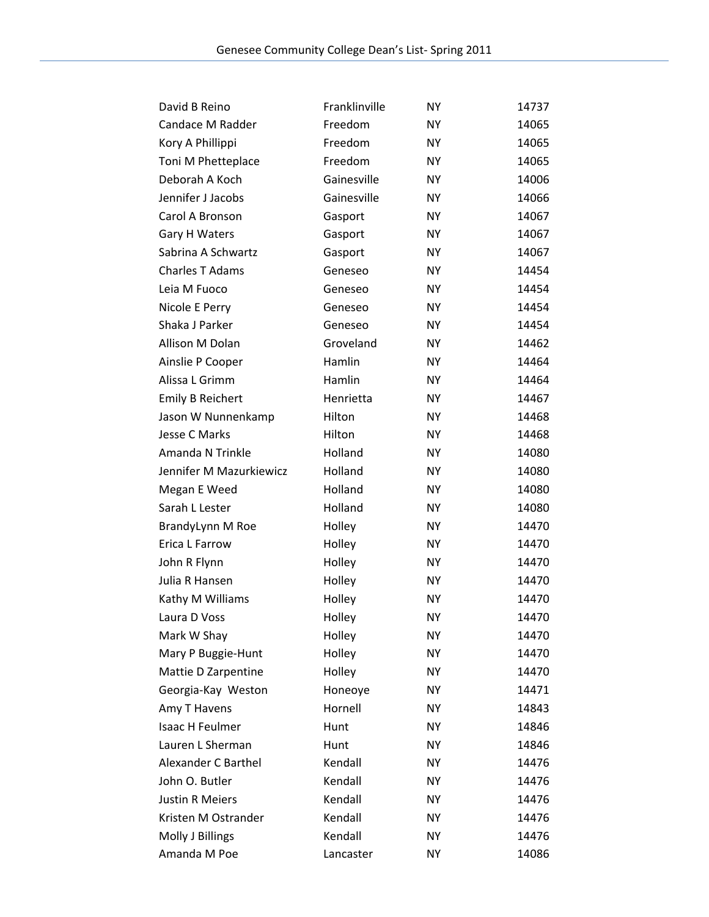| | | | |
|---|---|---|---|
| David B Reino | Franklinville | NY | 14737 |
| Candace M Radder | Freedom | NY | 14065 |
| Kory A Phillippi | Freedom | NY | 14065 |
| Toni M Phetteplace | Freedom | NY | 14065 |
| Deborah A Koch | Gainesville | NY | 14006 |
| Jennifer J Jacobs | Gainesville | NY | 14066 |
| Carol A Bronson | Gasport | NY | 14067 |
| Gary H Waters | Gasport | NY | 14067 |
| Sabrina A Schwartz | Gasport | NY | 14067 |
| Charles T Adams | Geneseo | NY | 14454 |
| Leia M Fuoco | Geneseo | NY | 14454 |
| Nicole E Perry | Geneseo | NY | 14454 |
| Shaka J Parker | Geneseo | NY | 14454 |
| Allison M Dolan | Groveland | NY | 14462 |
| Ainslie P Cooper | Hamlin | NY | 14464 |
| Alissa L Grimm | Hamlin | NY | 14464 |
| Emily B Reichert | Henrietta | NY | 14467 |
| Jason W Nunnenkamp | Hilton | NY | 14468 |
| Jesse C Marks | Hilton | NY | 14468 |
| Amanda N Trinkle | Holland | NY | 14080 |
| Jennifer M Mazurkiewicz | Holland | NY | 14080 |
| Megan E Weed | Holland | NY | 14080 |
| Sarah L Lester | Holland | NY | 14080 |
| BrandyLynn M Roe | Holley | NY | 14470 |
| Erica L Farrow | Holley | NY | 14470 |
| John R Flynn | Holley | NY | 14470 |
| Julia R Hansen | Holley | NY | 14470 |
| Kathy M Williams | Holley | NY | 14470 |
| Laura D Voss | Holley | NY | 14470 |
| Mark W Shay | Holley | NY | 14470 |
| Mary P Buggie-Hunt | Holley | NY | 14470 |
| Mattie D Zarpentine | Holley | NY | 14470 |
| Georgia-Kay Weston | Honeoye | NY | 14471 |
| Amy T Havens | Hornell | NY | 14843 |
| Isaac H Feulmer | Hunt | NY | 14846 |
| Lauren L Sherman | Hunt | NY | 14846 |
| Alexander C Barthel | Kendall | NY | 14476 |
| John O. Butler | Kendall | NY | 14476 |
| Justin R Meiers | Kendall | NY | 14476 |
| Kristen M Ostrander | Kendall | NY | 14476 |
| Molly J Billings | Kendall | NY | 14476 |
| Amanda M Poe | Lancaster | NY | 14086 |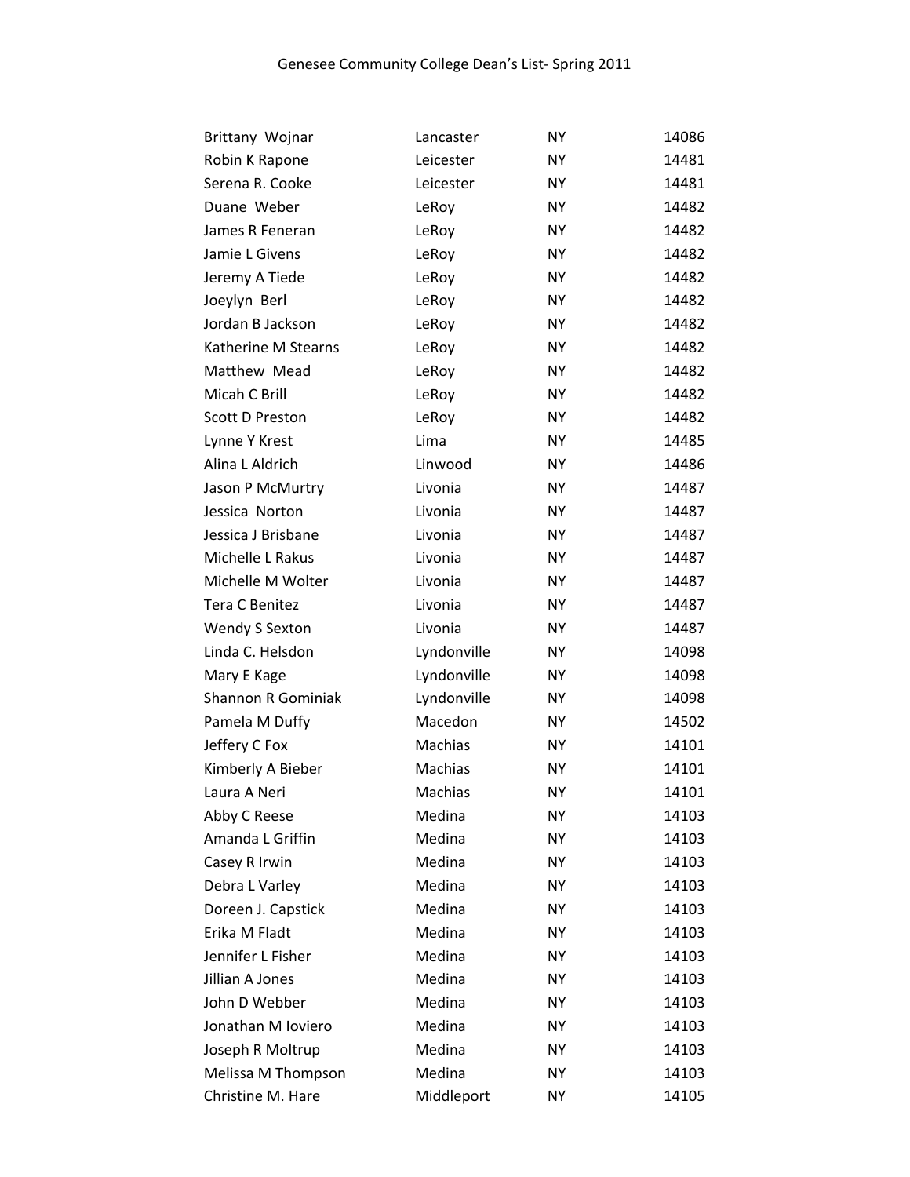| | | | |
|---|---|---|---|
| Brittany Wojnar | Lancaster | NY | 14086 |
| Robin K Rapone | Leicester | NY | 14481 |
| Serena R. Cooke | Leicester | NY | 14481 |
| Duane Weber | LeRoy | NY | 14482 |
| James R Feneran | LeRoy | NY | 14482 |
| Jamie L Givens | LeRoy | NY | 14482 |
| Jeremy A Tiede | LeRoy | NY | 14482 |
| Joeylyn Berl | LeRoy | NY | 14482 |
| Jordan B Jackson | LeRoy | NY | 14482 |
| Katherine M Stearns | LeRoy | NY | 14482 |
| Matthew Mead | LeRoy | NY | 14482 |
| Micah C Brill | LeRoy | NY | 14482 |
| Scott D Preston | LeRoy | NY | 14482 |
| Lynne Y Krest | Lima | NY | 14485 |
| Alina L Aldrich | Linwood | NY | 14486 |
| Jason P McMurtry | Livonia | NY | 14487 |
| Jessica Norton | Livonia | NY | 14487 |
| Jessica J Brisbane | Livonia | NY | 14487 |
| Michelle L Rakus | Livonia | NY | 14487 |
| Michelle M Wolter | Livonia | NY | 14487 |
| Tera C Benitez | Livonia | NY | 14487 |
| Wendy S Sexton | Livonia | NY | 14487 |
| Linda C. Helsdon | Lyndonville | NY | 14098 |
| Mary E Kage | Lyndonville | NY | 14098 |
| Shannon R Gominiak | Lyndonville | NY | 14098 |
| Pamela M Duffy | Macedon | NY | 14502 |
| Jeffery C Fox | Machias | NY | 14101 |
| Kimberly A Bieber | Machias | NY | 14101 |
| Laura A Neri | Machias | NY | 14101 |
| Abby C Reese | Medina | NY | 14103 |
| Amanda L Griffin | Medina | NY | 14103 |
| Casey R Irwin | Medina | NY | 14103 |
| Debra L Varley | Medina | NY | 14103 |
| Doreen J. Capstick | Medina | NY | 14103 |
| Erika M Fladt | Medina | NY | 14103 |
| Jennifer L Fisher | Medina | NY | 14103 |
| Jillian A Jones | Medina | NY | 14103 |
| John D Webber | Medina | NY | 14103 |
| Jonathan M Ioviero | Medina | NY | 14103 |
| Joseph R Moltrup | Medina | NY | 14103 |
| Melissa M Thompson | Medina | NY | 14103 |
| Christine M. Hare | Middleport | NY | 14105 |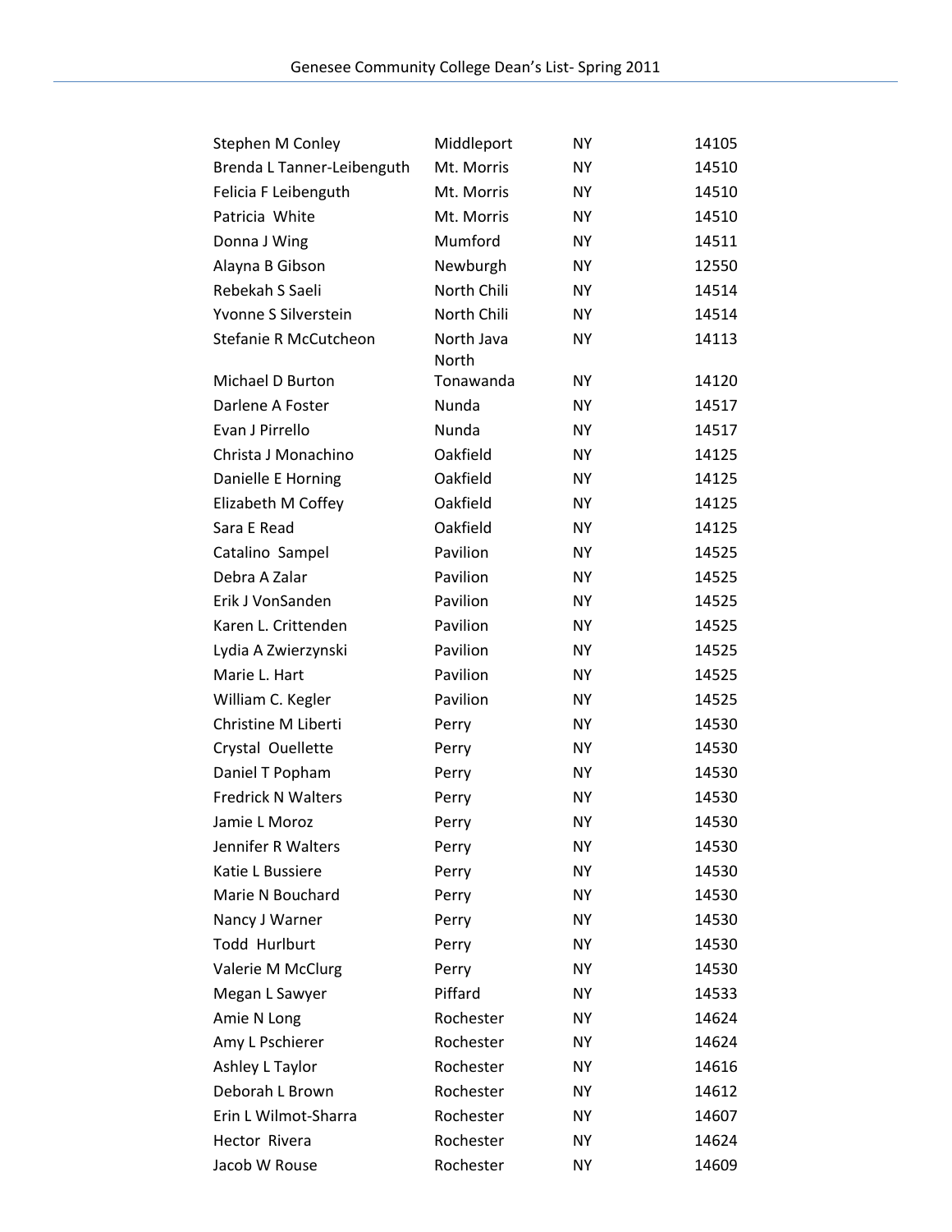| Name | City | State | Zip |
|---|---|---|---|
| Stephen M Conley | Middleport | NY | 14105 |
| Brenda L Tanner-Leibenguth | Mt. Morris | NY | 14510 |
| Felicia F Leibenguth | Mt. Morris | NY | 14510 |
| Patricia  White | Mt. Morris | NY | 14510 |
| Donna J Wing | Mumford | NY | 14511 |
| Alayna B Gibson | Newburgh | NY | 12550 |
| Rebekah S Saeli | North Chili | NY | 14514 |
| Yvonne S Silverstein | North Chili | NY | 14514 |
| Stefanie R McCutcheon | North Java | NY | 14113 |
| Michael D Burton | North Tonawanda | NY | 14120 |
| Darlene A Foster | Nunda | NY | 14517 |
| Evan J Pirrello | Nunda | NY | 14517 |
| Christa J Monachino | Oakfield | NY | 14125 |
| Danielle E Horning | Oakfield | NY | 14125 |
| Elizabeth M Coffey | Oakfield | NY | 14125 |
| Sara E Read | Oakfield | NY | 14125 |
| Catalino  Sampel | Pavilion | NY | 14525 |
| Debra A Zalar | Pavilion | NY | 14525 |
| Erik J VonSanden | Pavilion | NY | 14525 |
| Karen L. Crittenden | Pavilion | NY | 14525 |
| Lydia A Zwierzynski | Pavilion | NY | 14525 |
| Marie L. Hart | Pavilion | NY | 14525 |
| William C. Kegler | Pavilion | NY | 14525 |
| Christine M Liberti | Perry | NY | 14530 |
| Crystal  Ouellette | Perry | NY | 14530 |
| Daniel T Popham | Perry | NY | 14530 |
| Fredrick N Walters | Perry | NY | 14530 |
| Jamie L Moroz | Perry | NY | 14530 |
| Jennifer R Walters | Perry | NY | 14530 |
| Katie L Bussiere | Perry | NY | 14530 |
| Marie N Bouchard | Perry | NY | 14530 |
| Nancy J Warner | Perry | NY | 14530 |
| Todd  Hurlburt | Perry | NY | 14530 |
| Valerie M McClurg | Perry | NY | 14530 |
| Megan L Sawyer | Piffard | NY | 14533 |
| Amie N Long | Rochester | NY | 14624 |
| Amy L Pschierer | Rochester | NY | 14624 |
| Ashley L Taylor | Rochester | NY | 14616 |
| Deborah L Brown | Rochester | NY | 14612 |
| Erin L Wilmot-Sharra | Rochester | NY | 14607 |
| Hector  Rivera | Rochester | NY | 14624 |
| Jacob W Rouse | Rochester | NY | 14609 |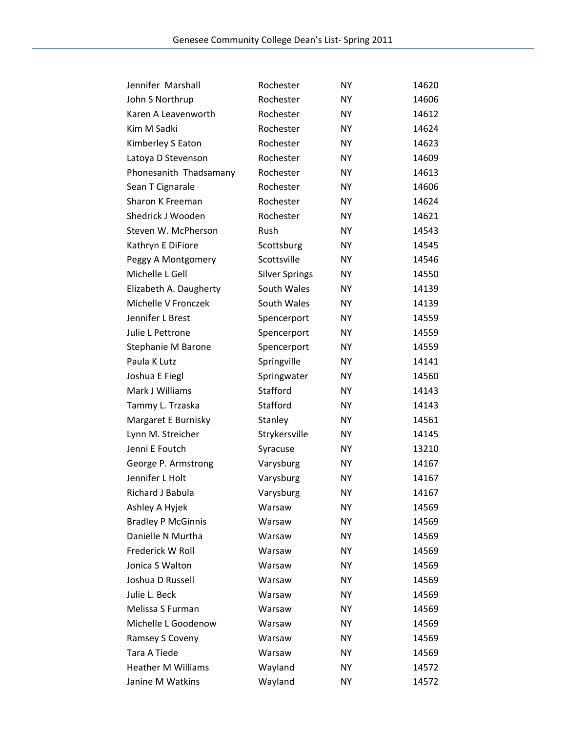| | | | |
|---|---|---|---|
| Jennifer  Marshall | Rochester | NY | 14620 |
| John S Northrup | Rochester | NY | 14606 |
| Karen A Leavenworth | Rochester | NY | 14612 |
| Kim M Sadki | Rochester | NY | 14624 |
| Kimberley S Eaton | Rochester | NY | 14623 |
| Latoya D Stevenson | Rochester | NY | 14609 |
| Phonesanith  Thadsamany | Rochester | NY | 14613 |
| Sean T Cignarale | Rochester | NY | 14606 |
| Sharon K Freeman | Rochester | NY | 14624 |
| Shedrick J Wooden | Rochester | NY | 14621 |
| Steven W. McPherson | Rush | NY | 14543 |
| Kathryn E DiFiore | Scottsburg | NY | 14545 |
| Peggy A Montgomery | Scottsville | NY | 14546 |
| Michelle L Gell | Silver Springs | NY | 14550 |
| Elizabeth A. Daugherty | South Wales | NY | 14139 |
| Michelle V Fronczek | South Wales | NY | 14139 |
| Jennifer L Brest | Spencerport | NY | 14559 |
| Julie L Pettrone | Spencerport | NY | 14559 |
| Stephanie M Barone | Spencerport | NY | 14559 |
| Paula K Lutz | Springville | NY | 14141 |
| Joshua E Fiegl | Springwater | NY | 14560 |
| Mark J Williams | Stafford | NY | 14143 |
| Tammy L. Trzaska | Stafford | NY | 14143 |
| Margaret E Burnisky | Stanley | NY | 14561 |
| Lynn M. Streicher | Strykersville | NY | 14145 |
| Jenni E Foutch | Syracuse | NY | 13210 |
| George P. Armstrong | Varysburg | NY | 14167 |
| Jennifer L Holt | Varysburg | NY | 14167 |
| Richard J Babula | Varysburg | NY | 14167 |
| Ashley A Hyjek | Warsaw | NY | 14569 |
| Bradley P McGinnis | Warsaw | NY | 14569 |
| Danielle N Murtha | Warsaw | NY | 14569 |
| Frederick W Roll | Warsaw | NY | 14569 |
| Jonica S Walton | Warsaw | NY | 14569 |
| Joshua D Russell | Warsaw | NY | 14569 |
| Julie L. Beck | Warsaw | NY | 14569 |
| Melissa S Furman | Warsaw | NY | 14569 |
| Michelle L Goodenow | Warsaw | NY | 14569 |
| Ramsey S Coveny | Warsaw | NY | 14569 |
| Tara A Tiede | Warsaw | NY | 14569 |
| Heather M Williams | Wayland | NY | 14572 |
| Janine M Watkins | Wayland | NY | 14572 |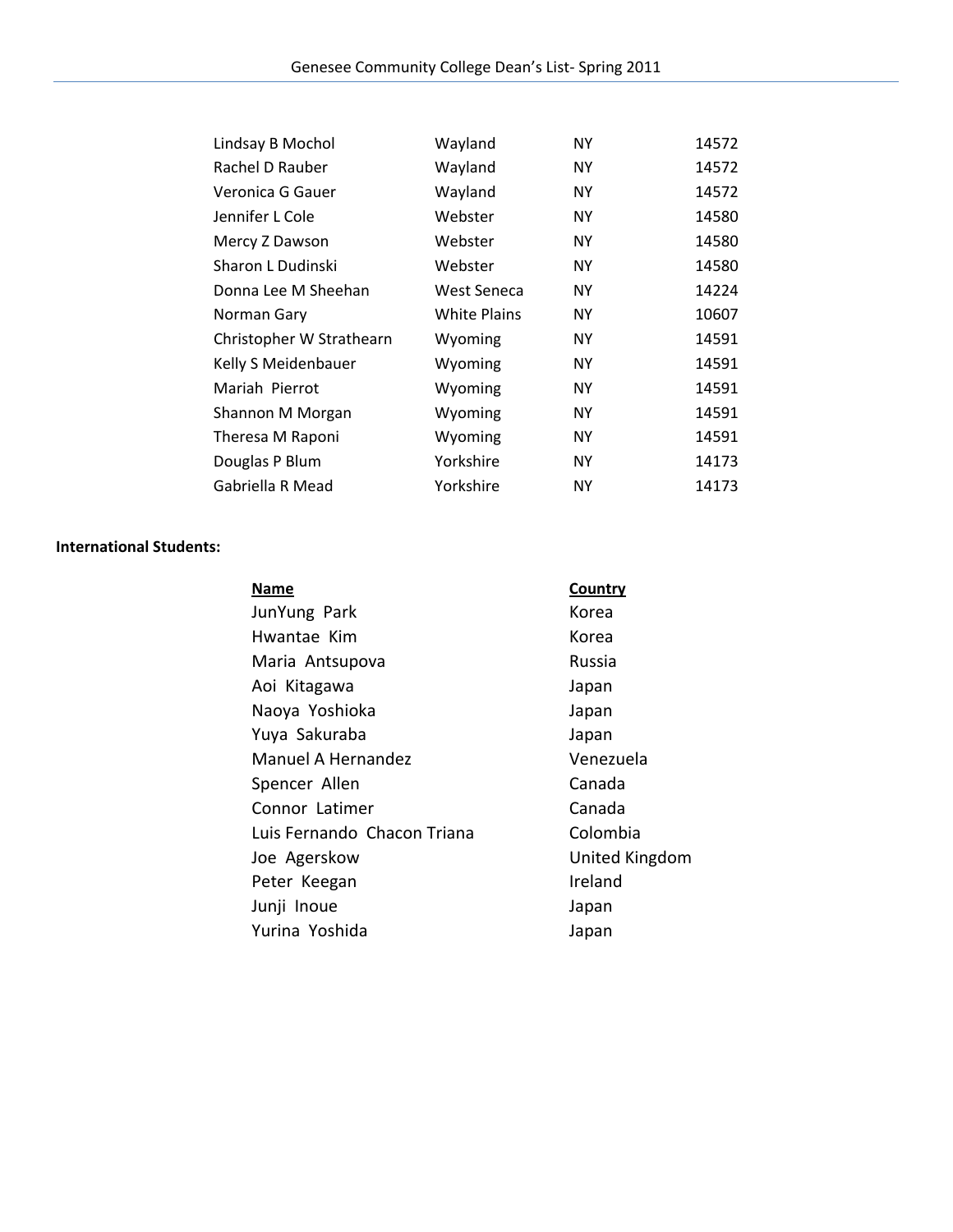| | | | |
|---|---|---|---|
| Lindsay B Mochol | Wayland | NY | 14572 |
| Rachel D Rauber | Wayland | NY | 14572 |
| Veronica G Gauer | Wayland | NY | 14572 |
| Jennifer L Cole | Webster | NY | 14580 |
| Mercy Z Dawson | Webster | NY | 14580 |
| Sharon L Dudinski | Webster | NY | 14580 |
| Donna Lee M Sheehan | West Seneca | NY | 14224 |
| Norman Gary | White Plains | NY | 10607 |
| Christopher W Strathearn | Wyoming | NY | 14591 |
| Kelly S Meidenbauer | Wyoming | NY | 14591 |
| Mariah Pierrot | Wyoming | NY | 14591 |
| Shannon M Morgan | Wyoming | NY | 14591 |
| Theresa M Raponi | Wyoming | NY | 14591 |
| Douglas P Blum | Yorkshire | NY | 14173 |
| Gabriella R Mead | Yorkshire | NY | 14173 |

**International Students:**

| Name | Country |
|---|---|
| JunYung Park | Korea |
| Hwantae Kim | Korea |
| Maria Antsupova | Russia |
| Aoi Kitagawa | Japan |
| Naoya Yoshioka | Japan |
| Yuya Sakuraba | Japan |
| Manuel A Hernandez | Venezuela |
| Spencer Allen | Canada |
| Connor Latimer | Canada |
| Luis Fernando Chacon Triana | Colombia |
| Joe Agerskow | United Kingdom |
| Peter Keegan | Ireland |
| Junji Inoue | Japan |
| Yurina Yoshida | Japan |